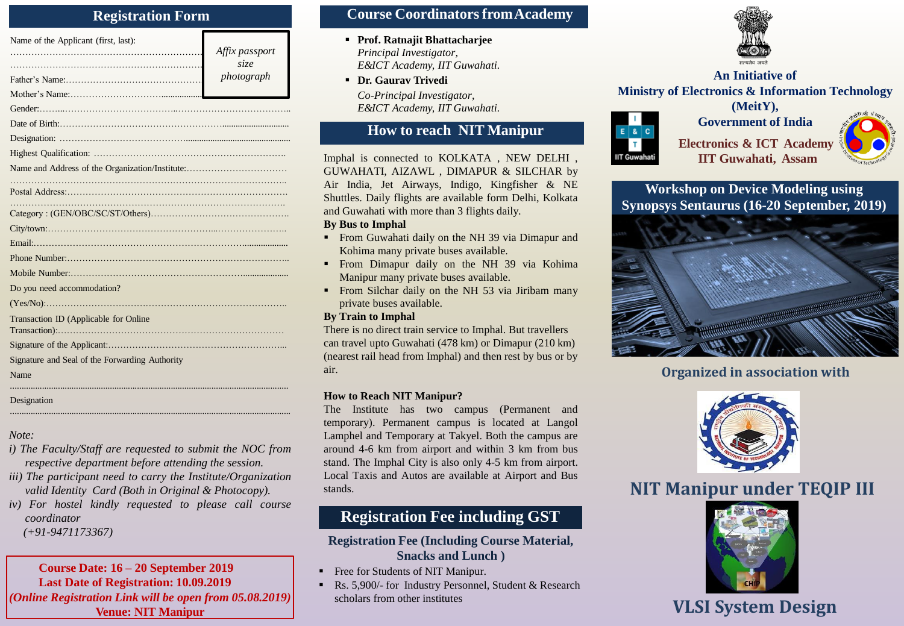## Registration Form

Name of the Applicant (first, last): ………………………………………………………
………………………………………………………

*Affix passport size photograph*

Father's Name:……………………………………

Mother's Name:……………………………………

Gender:……………………………………………………………………………

Date of Birth:……………………………………………………………………

Designation: ……………………………………………………………………

Highest Qualification: …………………………………………………………

Name and Address of the Organization/Institute:……………………………
……………………………………………………………………………………

Postal Address:…………………………………………………………………
……………………………………………………………………………………

Category : (GEN/OBC/SC/ST/Others)……………………………………

City/town:………………………………………………………………………

Email:……………………………………………………………………………

Phone Number:…………………………………………………………………

Mobile Number:…………………………………………………………………

Do you need accommodation?

(Yes/No):…………………………………………………………………………

Transaction ID (Applicable for Online Transaction):…………………………………………………………………

Signature of the Applicant:……………………………………………………

Signature and Seal of the Forwarding Authority

Name
……………………………………………………………………………………

Designation
……………………………………………………………………………………

*Note:*

*i) The Faculty/Staff are requested to submit the NOC from respective department before attending the session.*

*iii) The participant need to carry the Institute/Organization valid Identity Card (Both in Original & Photocopy).*

*iv) For hostel kindly requested to please call course coordinator (+91-9471173367)*

**Course Date: 16 – 20 September 2019**
**Last Date of Registration: 10.09.2019**
***(Online Registration Link will be open from 05.08.2019)***
**Venue: NIT Manipur**

## Course Coordinators from Academy

- **Prof. Ratnajit Bhattacharjee**
  *Principal Investigator,*
  *E&ICT Academy, IIT Guwahati.*
- **Dr. Gaurav Trivedi**
  *Co-Principal Investigator,*
  *E&ICT Academy, IIT Guwahati.*

## How to reach NIT Manipur

Imphal is connected to KOLKATA , NEW DELHI , GUWAHATI, AIZAWL , DIMAPUR & SILCHAR by Air India, Jet Airways, Indigo, Kingfisher & NE Shuttles. Daily flights are available form Delhi, Kolkata and Guwahati with more than 3 flights daily.

**By Bus to Imphal**

- From Guwahati daily on the NH 39 via Dimapur and Kohima many private buses available.
- From Dimapur daily on the NH 39 via Kohima Manipur many private buses available.
- From Silchar daily on the NH 53 via Jiribam many private buses available.

**By Train to Imphal**

There is no direct train service to Imphal. But travellers can travel upto Guwahati (478 km) or Dimapur (210 km) (nearest rail head from Imphal) and then rest by bus or by air.

**How to Reach NIT Manipur?**

The Institute has two campus (Permanent and temporary). Permanent campus is located at Langol Lamphel and Temporary at Takyel. Both the campus are around 4-6 km from airport and within 3 km from bus stand. The Imphal City is also only 4-5 km from airport. Local Taxis and Autos are available at Airport and Bus stands.

## Registration Fee including GST

**Registration Fee (Including Course Material, Snacks and Lunch )**

- Free for Students of NIT Manipur.
- Rs. 5,900/- for Industry Personnel, Student & Research scholars from other institutes

**An Initiative of**
**Ministry of Electronics & Information Technology (MeitY),**
**Government of India**

**Electronics & ICT Academy**
**IIT Guwahati, Assam**

## Workshop on Device Modeling using Synopsys Sentaurus (16-20 September, 2019)

**Organized in association with**

## NIT Manipur under TEQIP III

## VLSI System Design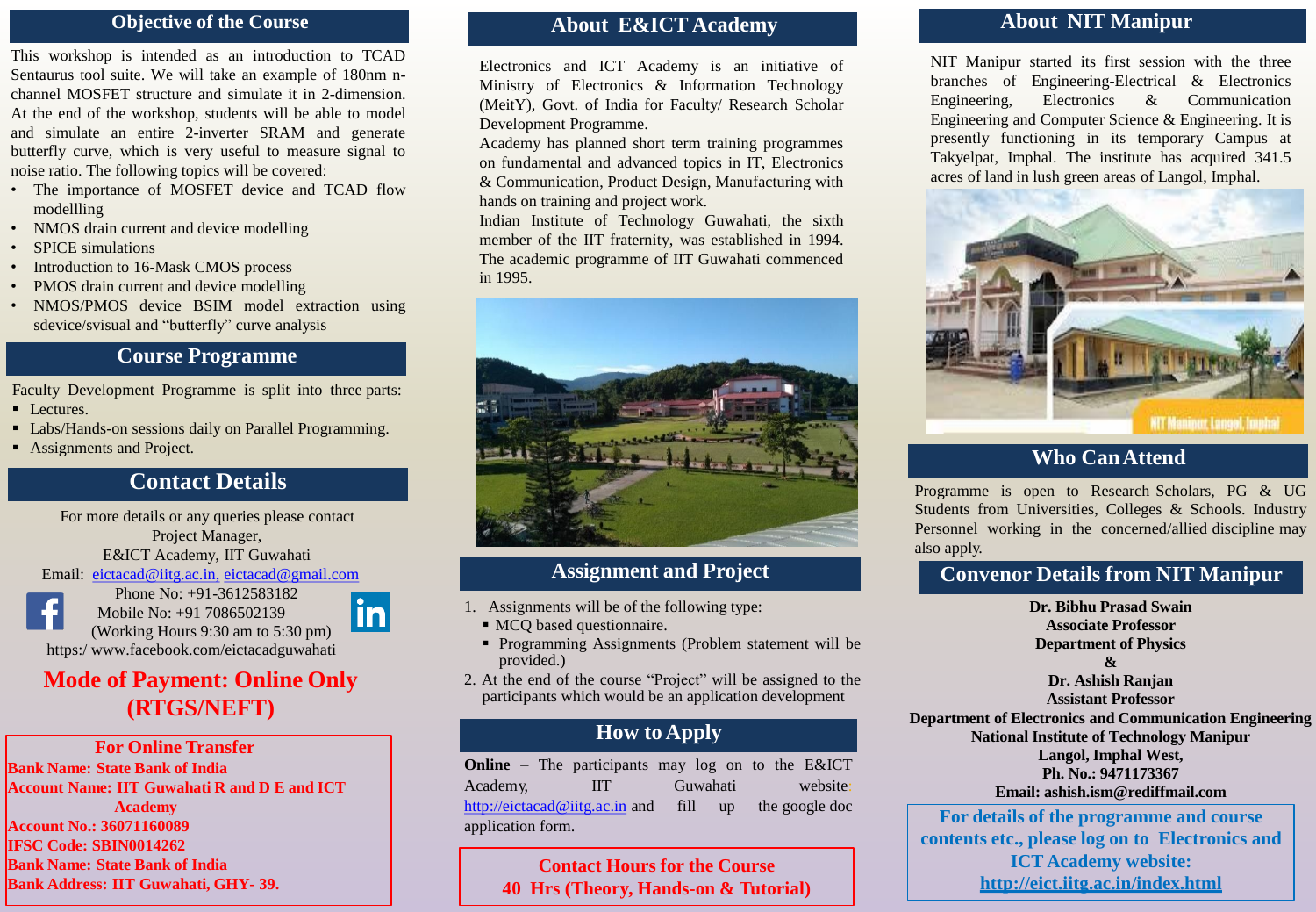## Objective of the Course

This workshop is intended as an introduction to TCAD Sentaurus tool suite. We will take an example of 180nm n-channel MOSFET structure and simulate it in 2-dimension. At the end of the workshop, students will be able to model and simulate an entire 2-inverter SRAM and generate butterfly curve, which is very useful to measure signal to noise ratio. The following topics will be covered:

- The importance of MOSFET device and TCAD flow modellling
- NMOS drain current and device modelling
- SPICE simulations
- Introduction to 16-Mask CMOS process
- PMOS drain current and device modelling
- NMOS/PMOS device BSIM model extraction using sdevice/svisual and "butterfly" curve analysis

## Course Programme

Faculty Development Programme is split into three parts:

- Lectures.
- Labs/Hands-on sessions daily on Parallel Programming.
- Assignments and Project.

## Contact Details

For more details or any queries please contact
Project Manager,
E&ICT Academy, IIT Guwahati
Email: eictacad@iitg.ac.in, eictacad@gmail.com
Phone No: +91-3612583182
Mobile No: +91 7086502139
(Working Hours 9:30 am to 5:30 pm)
https:/ www.facebook.com/eictacadguwahati

**Mode of Payment: Online Only (RTGS/NEFT)**

**For Online Transfer**

**Bank Name: State Bank of India**
**Account Name: IIT Guwahati R and D E and ICT Academy**
**Account No.: 36071160089**
**IFSC Code: SBIN0014262**
**Bank Name: State Bank of India**
**Bank Address: IIT Guwahati, GHY- 39.**

## About E&ICT Academy

Electronics and ICT Academy is an initiative of Ministry of Electronics & Information Technology (MeitY), Govt. of India for Faculty/ Research Scholar Development Programme.

Academy has planned short term training programmes on fundamental and advanced topics in IT, Electronics & Communication, Product Design, Manufacturing with hands on training and project work.

Indian Institute of Technology Guwahati, the sixth member of the IIT fraternity, was established in 1994. The academic programme of IIT Guwahati commenced in 1995.

## Assignment and Project

1. Assignments will be of the following type:
   - MCQ based questionnaire.
   - Programming Assignments (Problem statement will be provided.)
2. At the end of the course "Project" will be assigned to the participants which would be an application development

## How to Apply

**Online** – The participants may log on to the E&ICT Academy, IIT Guwahati website: http://eictacad@iitg.ac.in and fill up the google doc application form.

**Contact Hours for the Course**
**40 Hrs (Theory, Hands-on & Tutorial)**

## About NIT Manipur

NIT Manipur started its first session with the three branches of Engineering-Electrical & Electronics Engineering, Electronics & Communication Engineering and Computer Science & Engineering. It is presently functioning in its temporary Campus at Takyelpat, Imphal. The institute has acquired 341.5 acres of land in lush green areas of Langol, Imphal.

## Who Can Attend

Programme is open to Research Scholars, PG & UG Students from Universities, Colleges & Schools. Industry Personnel working in the concerned/allied discipline may also apply.

## Convenor Details from NIT Manipur

**Dr. Bibhu Prasad Swain**
**Associate Professor**
**Department of Physics**
**&**
**Dr. Ashish Ranjan**
**Assistant Professor**
**Department of Electronics and Communication Engineering**
**National Institute of Technology Manipur**
**Langol, Imphal West,**
**Ph. No.: 9471173367**
**Email: ashish.ism@rediffmail.com**

**For details of the programme and course contents etc., please log on to Electronics and ICT Academy website: http://eict.iitg.ac.in/index.html**